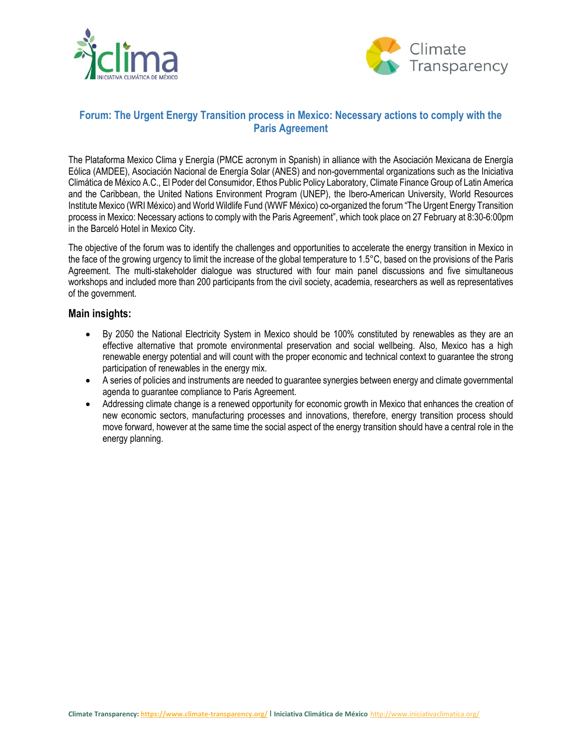## Forum: The Urgent Energy Transition process in Mexico: Necessary actions to comply with the Paris Agreement

The Plataforma Mexico Clima y Energía (PMCE acronym in Spanish) in alliance with the Asociación Mexicana de Energía Eólica (AMDEE), Asociación Nacional de Energía Solar (ANES) and non-governmental organizations such as the Iniciativa Climática de México A.C., El Poder del Consumidor, Ethos Public Policy Laboratory, Climate Finance Group of Latin America and the Caribbean, the United Nations Environment Program (UNEP), the Ibero-American University, World Resources Institute Mexico (WRI México) and World Wildlife Fund (WWF México) co-organized the forum "The Urgent Energy Transition process in Mexico: Necessary actions to comply with the Paris Agreement", which took place on 27 February at 8:30-6:00pm in the Barceló Hotel in Mexico City.

The objective of the forum was to identify the challenges and opportunities to accelerate the energy transition in Mexico in the face of the growing urgency to limit the increase of the global temperature to 1.5°C, based on the provisions of the Paris Agreement. The multi-stakeholder dialogue was structured with four main panel discussions and five simultaneous workshops and included more than 200 participants from the civil society, academia, researchers as well as representatives of the government.

### Main insights:

- By 2050 the National Electricity System in Mexico should be 100% constituted by renewables as they are an effective alternative that promote environmental preservation and social wellbeing. Also, Mexico has a high renewable energy potential and will count with the proper economic and technical context to guarantee the strong participation of renewables in the energy mix.
- A series of policies and instruments are needed to guarantee synergies between energy and climate governmental agenda to guarantee compliance to Paris Agreement.
- Addressing climate change is a renewed opportunity for economic growth in Mexico that enhances the creation of new economic sectors, manufacturing processes and innovations, therefore, energy transition process should move forward, however at the same time the social aspect of the energy transition should have a central role in the energy planning.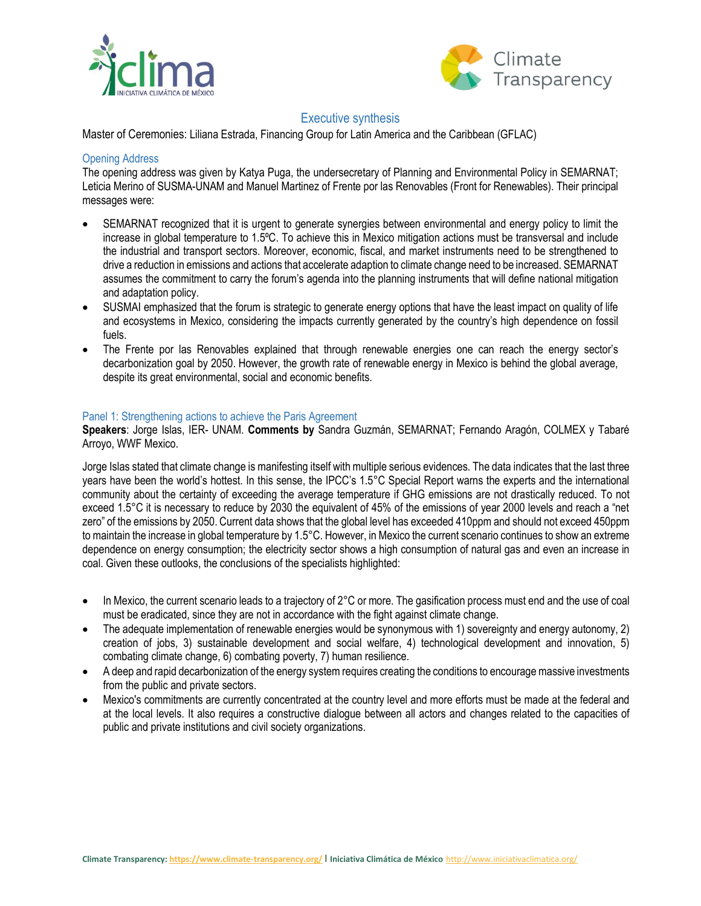## Executive synthesis

Master of Ceremonies: Liliana Estrada, Financing Group for Latin America and the Caribbean (GFLAC)

### Opening Address

The opening address was given by Katya Puga, the undersecretary of Planning and Environmental Policy in SEMARNAT; Leticia Merino of SUSMA-UNAM and Manuel Martinez of Frente por las Renovables (Front for Renewables). Their principal messages were:

- SEMARNAT recognized that it is urgent to generate synergies between environmental and energy policy to limit the increase in global temperature to 1.5ºC. To achieve this in Mexico mitigation actions must be transversal and include the industrial and transport sectors. Moreover, economic, fiscal, and market instruments need to be strengthened to drive a reduction in emissions and actions that accelerate adaption to climate change need to be increased. SEMARNAT assumes the commitment to carry the forum's agenda into the planning instruments that will define national mitigation and adaptation policy.
- SUSMAI emphasized that the forum is strategic to generate energy options that have the least impact on quality of life and ecosystems in Mexico, considering the impacts currently generated by the country's high dependence on fossil fuels.
- The Frente por las Renovables explained that through renewable energies one can reach the energy sector's decarbonization goal by 2050. However, the growth rate of renewable energy in Mexico is behind the global average, despite its great environmental, social and economic benefits.

### Panel 1: Strengthening actions to achieve the Paris Agreement

**Speakers**: Jorge Islas, IER- UNAM. **Comments by** Sandra Guzmán, SEMARNAT; Fernando Aragón, COLMEX y Tabaré Arroyo, WWF Mexico.

Jorge Islas stated that climate change is manifesting itself with multiple serious evidences. The data indicates that the last three years have been the world's hottest. In this sense, the IPCC's 1.5°C Special Report warns the experts and the international community about the certainty of exceeding the average temperature if GHG emissions are not drastically reduced. To not exceed 1.5°C it is necessary to reduce by 2030 the equivalent of 45% of the emissions of year 2000 levels and reach a "net zero" of the emissions by 2050. Current data shows that the global level has exceeded 410ppm and should not exceed 450ppm to maintain the increase in global temperature by 1.5°C. However, in Mexico the current scenario continues to show an extreme dependence on energy consumption; the electricity sector shows a high consumption of natural gas and even an increase in coal. Given these outlooks, the conclusions of the specialists highlighted:

- In Mexico, the current scenario leads to a trajectory of 2°C or more. The gasification process must end and the use of coal must be eradicated, since they are not in accordance with the fight against climate change.
- The adequate implementation of renewable energies would be synonymous with 1) sovereignty and energy autonomy, 2) creation of jobs, 3) sustainable development and social welfare, 4) technological development and innovation, 5) combating climate change, 6) combating poverty, 7) human resilience.
- A deep and rapid decarbonization of the energy system requires creating the conditions to encourage massive investments from the public and private sectors.
- Mexico's commitments are currently concentrated at the country level and more efforts must be made at the federal and at the local levels. It also requires a constructive dialogue between all actors and changes related to the capacities of public and private institutions and civil society organizations.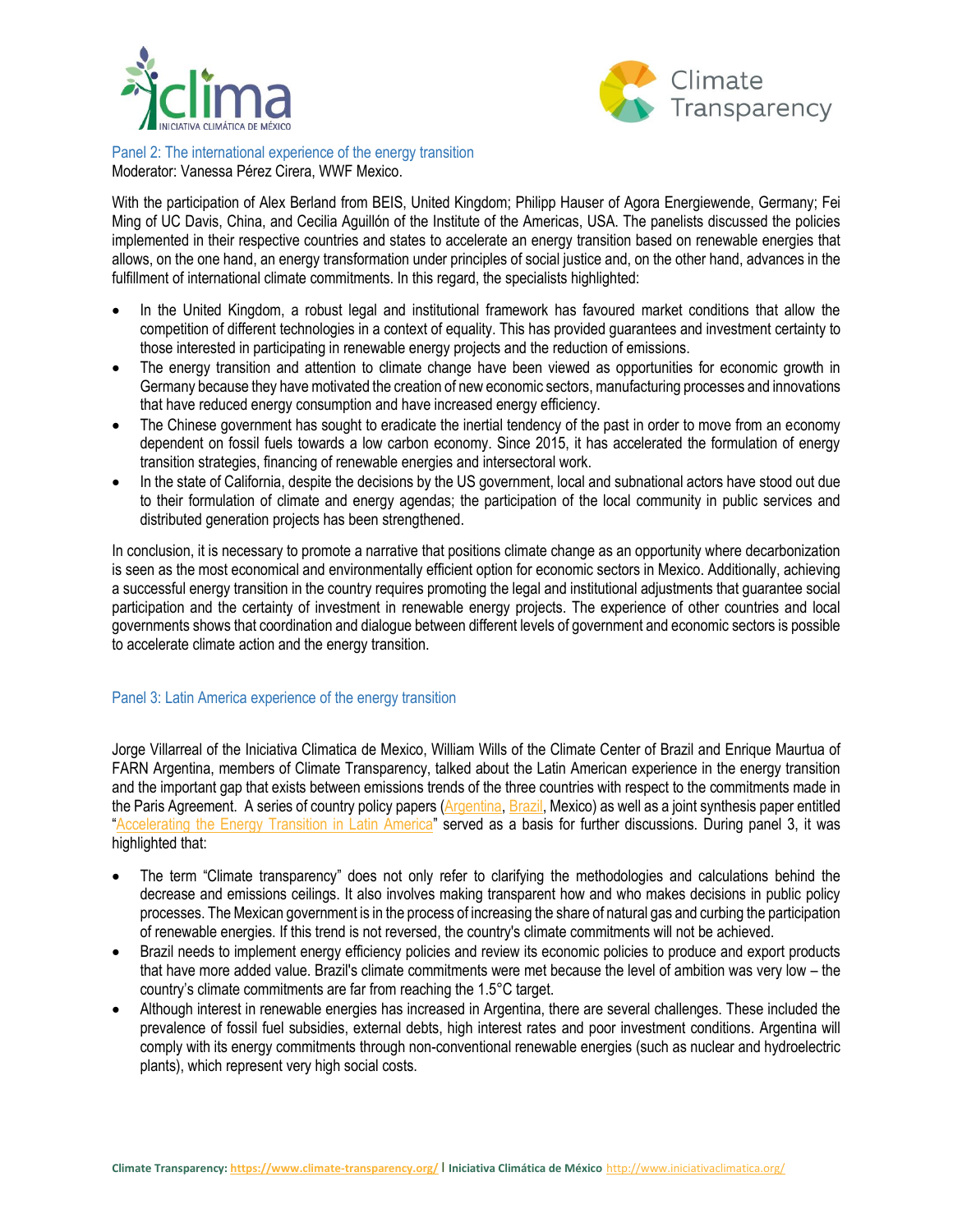## Panel 2: The international experience of the energy transition

Moderator: Vanessa Pérez Cirera, WWF Mexico.

With the participation of Alex Berland from BEIS, United Kingdom; Philipp Hauser of Agora Energiewende, Germany; Fei Ming of UC Davis, China, and Cecilia Aguillón of the Institute of the Americas, USA. The panelists discussed the policies implemented in their respective countries and states to accelerate an energy transition based on renewable energies that allows, on the one hand, an energy transformation under principles of social justice and, on the other hand, advances in the fulfillment of international climate commitments. In this regard, the specialists highlighted:

- In the United Kingdom, a robust legal and institutional framework has favoured market conditions that allow the competition of different technologies in a context of equality. This has provided guarantees and investment certainty to those interested in participating in renewable energy projects and the reduction of emissions.
- The energy transition and attention to climate change have been viewed as opportunities for economic growth in Germany because they have motivated the creation of new economic sectors, manufacturing processes and innovations that have reduced energy consumption and have increased energy efficiency.
- The Chinese government has sought to eradicate the inertial tendency of the past in order to move from an economy dependent on fossil fuels towards a low carbon economy. Since 2015, it has accelerated the formulation of energy transition strategies, financing of renewable energies and intersectoral work.
- In the state of California, despite the decisions by the US government, local and subnational actors have stood out due to their formulation of climate and energy agendas; the participation of the local community in public services and distributed generation projects has been strengthened.

In conclusion, it is necessary to promote a narrative that positions climate change as an opportunity where decarbonization is seen as the most economical and environmentally efficient option for economic sectors in Mexico. Additionally, achieving a successful energy transition in the country requires promoting the legal and institutional adjustments that guarantee social participation and the certainty of investment in renewable energy projects. The experience of other countries and local governments shows that coordination and dialogue between different levels of government and economic sectors is possible to accelerate climate action and the energy transition.

## Panel 3: Latin America experience of the energy transition

Jorge Villarreal of the Iniciativa Climatica de Mexico, William Wills of the Climate Center of Brazil and Enrique Maurtua of FARN Argentina, members of Climate Transparency, talked about the Latin American experience in the energy transition and the important gap that exists between emissions trends of the three countries with respect to the commitments made in the Paris Agreement. A series of country policy papers (Argentina, Brazil, Mexico) as well as a joint synthesis paper entitled "Accelerating the Energy Transition in Latin America" served as a basis for further discussions. During panel 3, it was highlighted that:

- The term "Climate transparency" does not only refer to clarifying the methodologies and calculations behind the decrease and emissions ceilings. It also involves making transparent how and who makes decisions in public policy processes. The Mexican government is in the process of increasing the share of natural gas and curbing the participation of renewable energies. If this trend is not reversed, the country's climate commitments will not be achieved.
- Brazil needs to implement energy efficiency policies and review its economic policies to produce and export products that have more added value. Brazil's climate commitments were met because the level of ambition was very low – the country's climate commitments are far from reaching the 1.5°C target.
- Although interest in renewable energies has increased in Argentina, there are several challenges. These included the prevalence of fossil fuel subsidies, external debts, high interest rates and poor investment conditions. Argentina will comply with its energy commitments through non-conventional renewable energies (such as nuclear and hydroelectric plants), which represent very high social costs.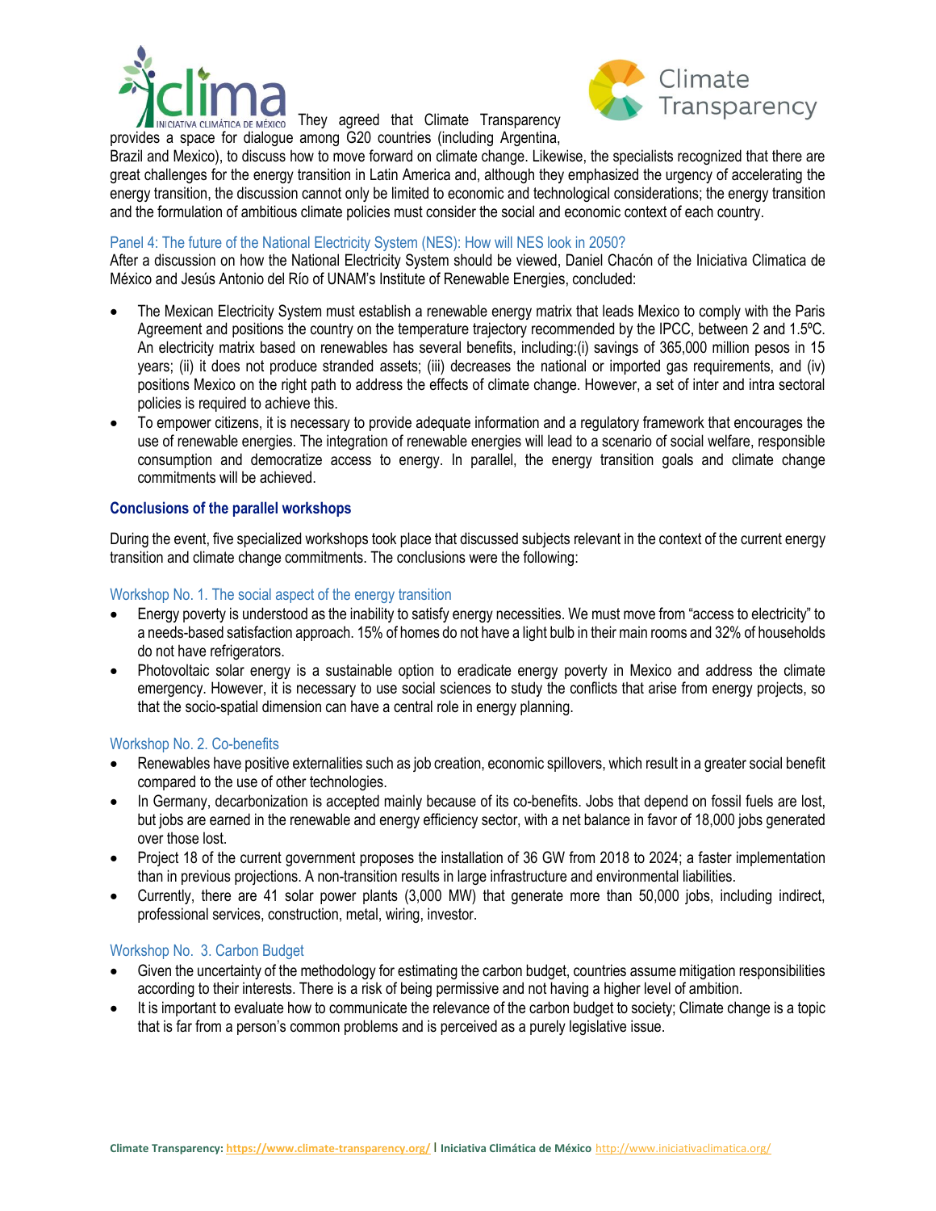They agreed that Climate Transparency provides a space for dialogue among G20 countries (including Argentina, Brazil and Mexico), to discuss how to move forward on climate change. Likewise, the specialists recognized that there are great challenges for the energy transition in Latin America and, although they emphasized the urgency of accelerating the energy transition, the discussion cannot only be limited to economic and technological considerations; the energy transition and the formulation of ambitious climate policies must consider the social and economic context of each country.

### Panel 4: The future of the National Electricity System (NES): How will NES look in 2050?

After a discussion on how the National Electricity System should be viewed, Daniel Chacón of the Iniciativa Climatica de México and Jesús Antonio del Río of UNAM's Institute of Renewable Energies, concluded:

- The Mexican Electricity System must establish a renewable energy matrix that leads Mexico to comply with the Paris Agreement and positions the country on the temperature trajectory recommended by the IPCC, between 2 and 1.5ºC. An electricity matrix based on renewables has several benefits, including:(i) savings of 365,000 million pesos in 15 years; (ii) it does not produce stranded assets; (iii) decreases the national or imported gas requirements, and (iv) positions Mexico on the right path to address the effects of climate change. However, a set of inter and intra sectoral policies is required to achieve this.
- To empower citizens, it is necessary to provide adequate information and a regulatory framework that encourages the use of renewable energies. The integration of renewable energies will lead to a scenario of social welfare, responsible consumption and democratize access to energy. In parallel, the energy transition goals and climate change commitments will be achieved.

## Conclusions of the parallel workshops

During the event, five specialized workshops took place that discussed subjects relevant in the context of the current energy transition and climate change commitments. The conclusions were the following:

### Workshop No. 1. The social aspect of the energy transition

- Energy poverty is understood as the inability to satisfy energy necessities. We must move from "access to electricity" to a needs-based satisfaction approach. 15% of homes do not have a light bulb in their main rooms and 32% of households do not have refrigerators.
- Photovoltaic solar energy is a sustainable option to eradicate energy poverty in Mexico and address the climate emergency. However, it is necessary to use social sciences to study the conflicts that arise from energy projects, so that the socio-spatial dimension can have a central role in energy planning.

### Workshop No. 2. Co-benefits

- Renewables have positive externalities such as job creation, economic spillovers, which result in a greater social benefit compared to the use of other technologies.
- In Germany, decarbonization is accepted mainly because of its co-benefits. Jobs that depend on fossil fuels are lost, but jobs are earned in the renewable and energy efficiency sector, with a net balance in favor of 18,000 jobs generated over those lost.
- Project 18 of the current government proposes the installation of 36 GW from 2018 to 2024; a faster implementation than in previous projections. A non-transition results in large infrastructure and environmental liabilities.
- Currently, there are 41 solar power plants (3,000 MW) that generate more than 50,000 jobs, including indirect, professional services, construction, metal, wiring, investor.

### Workshop No. 3. Carbon Budget

- Given the uncertainty of the methodology for estimating the carbon budget, countries assume mitigation responsibilities according to their interests. There is a risk of being permissive and not having a higher level of ambition.
- It is important to evaluate how to communicate the relevance of the carbon budget to society; Climate change is a topic that is far from a person's common problems and is perceived as a purely legislative issue.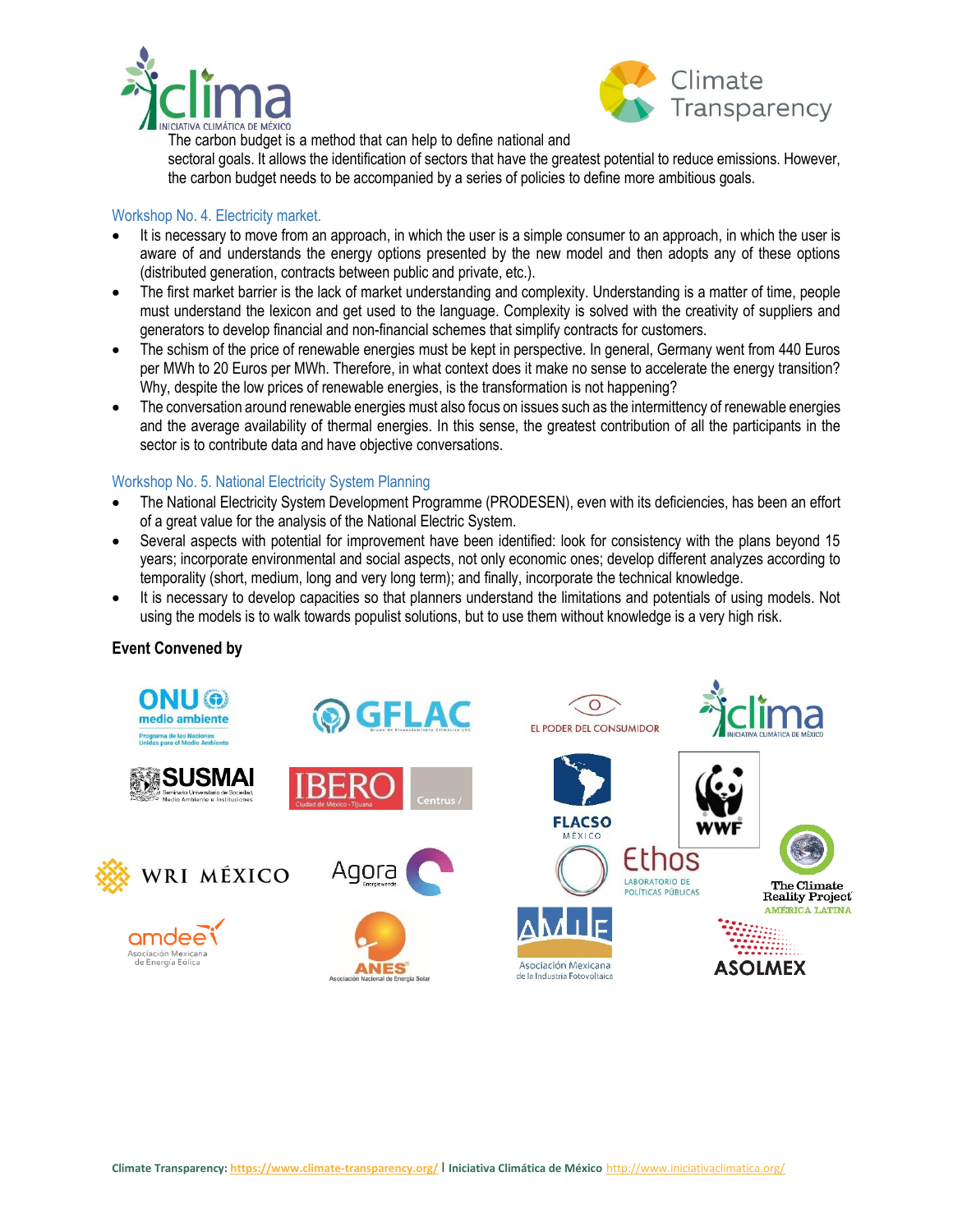The carbon budget is a method that can help to define national and sectoral goals. It allows the identification of sectors that have the greatest potential to reduce emissions. However, the carbon budget needs to be accompanied by a series of policies to define more ambitious goals.

### Workshop No. 4. Electricity market.

- It is necessary to move from an approach, in which the user is a simple consumer to an approach, in which the user is aware of and understands the energy options presented by the new model and then adopts any of these options (distributed generation, contracts between public and private, etc.).
- The first market barrier is the lack of market understanding and complexity. Understanding is a matter of time, people must understand the lexicon and get used to the language. Complexity is solved with the creativity of suppliers and generators to develop financial and non-financial schemes that simplify contracts for customers.
- The schism of the price of renewable energies must be kept in perspective. In general, Germany went from 440 Euros per MWh to 20 Euros per MWh. Therefore, in what context does it make no sense to accelerate the energy transition? Why, despite the low prices of renewable energies, is the transformation is not happening?
- The conversation around renewable energies must also focus on issues such as the intermittency of renewable energies and the average availability of thermal energies. In this sense, the greatest contribution of all the participants in the sector is to contribute data and have objective conversations.

### Workshop No. 5. National Electricity System Planning

- The National Electricity System Development Programme (PRODESEN), even with its deficiencies, has been an effort of a great value for the analysis of the National Electric System.
- Several aspects with potential for improvement have been identified: look for consistency with the plans beyond 15 years; incorporate environmental and social aspects, not only economic ones; develop different analyzes according to temporality (short, medium, long and very long term); and finally, incorporate the technical knowledge.
- It is necessary to develop capacities so that planners understand the limitations and potentials of using models. Not using the models is to walk towards populist solutions, but to use them without knowledge is a very high risk.

**Event Convened by**

ONU medio ambiente – Programa de las Naciones Unidas para el Medio Ambiente

GFLAC

EL PODER DEL CONSUMIDOR

iclima – INICIATIVA CLIMÁTICA DE MÉXICO

SUSMAI – Seminario Universitario de Sociedad, Medio Ambiente e Instituciones

IBERO Ciudad de México - Tijuana – Centrus

FLACSO MÉXICO

WWF

WRI MÉXICO

Agora Energiewende

Ethos – LABORATORIO DE POLÍTICAS PÚBLICAS

The Climate Reality Project – AMÉRICA LATINA

amdee – Asociación Mexicana de Energía Eólica

ANES – Asociación Nacional de Energía Solar

AMIF – Asociación Mexicana de la Industria Fotovoltaica

ASOLMEX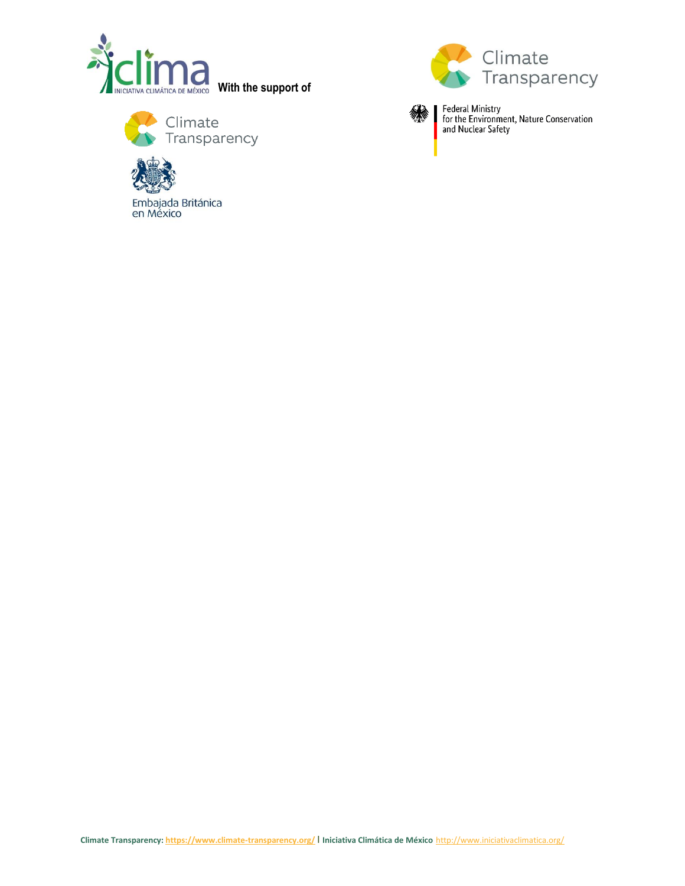With the support of

Climate Transparency

Embajada Británica en México

Climate Transparency

Federal Ministry for the Environment, Nature Conservation and Nuclear Safety

**Climate Transparency:** https://www.climate-transparency.org/ | **Iniciativa Climática de México** http://www.iniciativaclimatica.org/